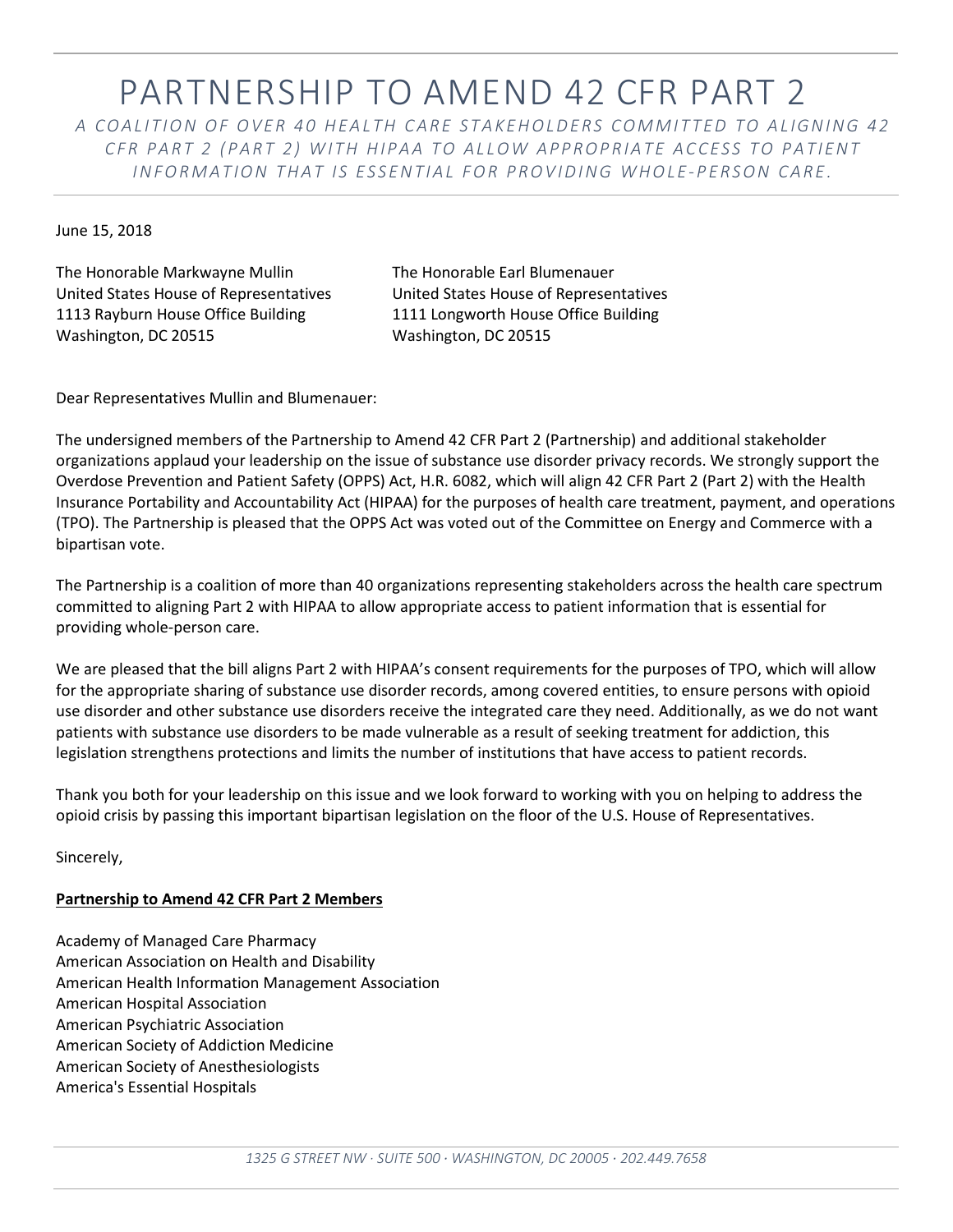# PARTNERSHIP TO AMEND 42 CFR PART 2

*A COALITION OF OVER 40 HEALTH CARE STAKEHOLDERS COMMITTED TO ALIGNING 42 CFR PART 2 (PART 2) WITH HIPAA TO ALLOW APPROPRIATE ACCESS TO PATIENT INFORMATION THAT IS ESSENTIAL FOR PROVIDING WHOLE-PERSON CARE.*

June 15, 2018

The Honorable Markwayne Mullin
United States House of Representatives
1113 Rayburn House Office Building
Washington, DC 20515

The Honorable Earl Blumenauer
United States House of Representatives
1111 Longworth House Office Building
Washington, DC 20515

Dear Representatives Mullin and Blumenauer:

The undersigned members of the Partnership to Amend 42 CFR Part 2 (Partnership) and additional stakeholder organizations applaud your leadership on the issue of substance use disorder privacy records. We strongly support the Overdose Prevention and Patient Safety (OPPS) Act, H.R. 6082, which will align 42 CFR Part 2 (Part 2) with the Health Insurance Portability and Accountability Act (HIPAA) for the purposes of health care treatment, payment, and operations (TPO). The Partnership is pleased that the OPPS Act was voted out of the Committee on Energy and Commerce with a bipartisan vote.

The Partnership is a coalition of more than 40 organizations representing stakeholders across the health care spectrum committed to aligning Part 2 with HIPAA to allow appropriate access to patient information that is essential for providing whole-person care.

We are pleased that the bill aligns Part 2 with HIPAA's consent requirements for the purposes of TPO, which will allow for the appropriate sharing of substance use disorder records, among covered entities, to ensure persons with opioid use disorder and other substance use disorders receive the integrated care they need. Additionally, as we do not want patients with substance use disorders to be made vulnerable as a result of seeking treatment for addiction, this legislation strengthens protections and limits the number of institutions that have access to patient records.

Thank you both for your leadership on this issue and we look forward to working with you on helping to address the opioid crisis by passing this important bipartisan legislation on the floor of the U.S. House of Representatives.

Sincerely,

**Partnership to Amend 42 CFR Part 2 Members**

Academy of Managed Care Pharmacy
American Association on Health and Disability
American Health Information Management Association
American Hospital Association
American Psychiatric Association
American Society of Addiction Medicine
American Society of Anesthesiologists
America's Essential Hospitals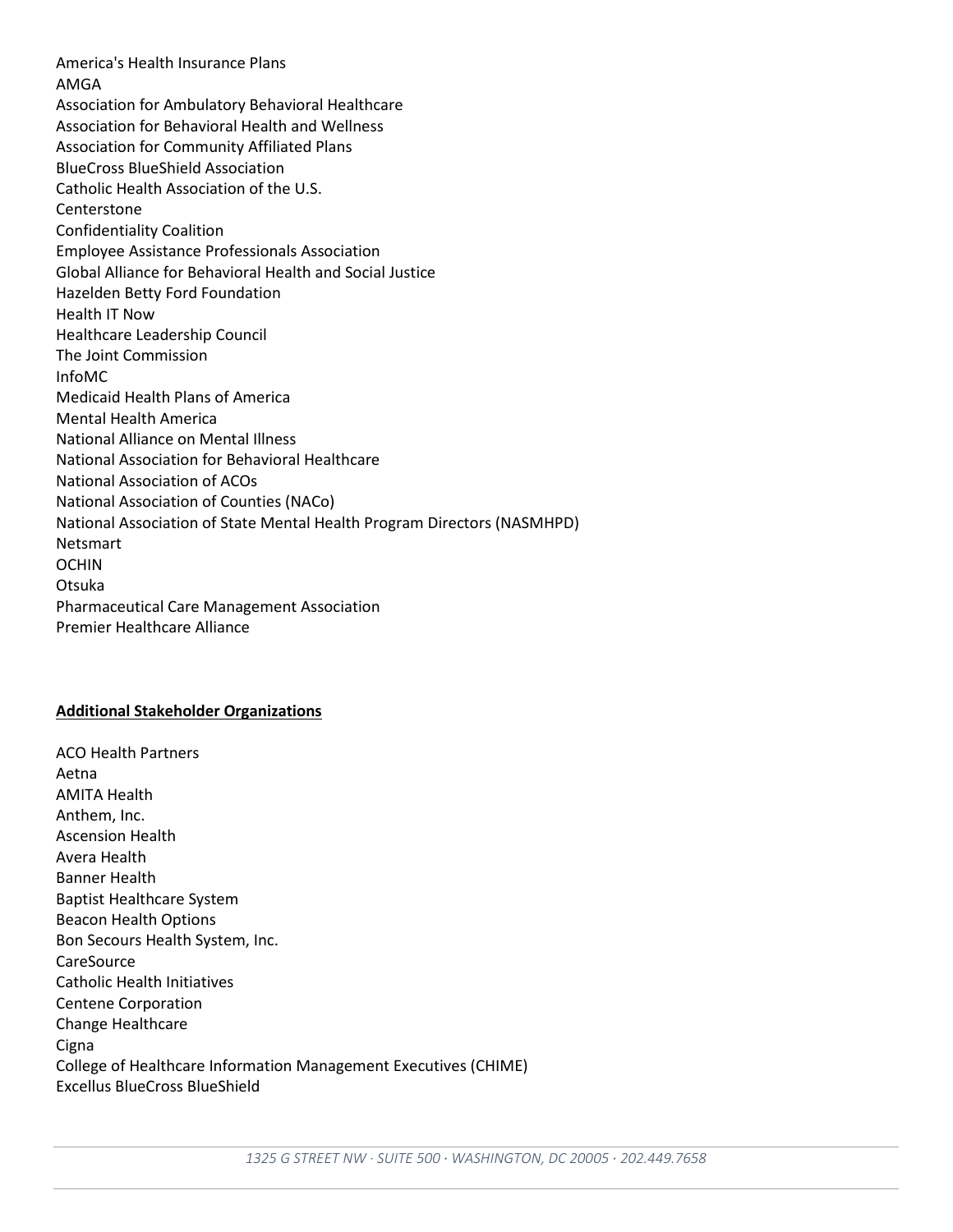America's Health Insurance Plans
AMGA
Association for Ambulatory Behavioral Healthcare
Association for Behavioral Health and Wellness
Association for Community Affiliated Plans
BlueCross BlueShield Association
Catholic Health Association of the U.S.
Centerstone
Confidentiality Coalition
Employee Assistance Professionals Association
Global Alliance for Behavioral Health and Social Justice
Hazelden Betty Ford Foundation
Health IT Now
Healthcare Leadership Council
The Joint Commission
InfoMC
Medicaid Health Plans of America
Mental Health America
National Alliance on Mental Illness
National Association for Behavioral Healthcare
National Association of ACOs
National Association of Counties (NACo)
National Association of State Mental Health Program Directors (NASMHPD)
Netsmart
OCHIN
Otsuka
Pharmaceutical Care Management Association
Premier Healthcare Alliance

**Additional Stakeholder Organizations**

ACO Health Partners
Aetna
AMITA Health
Anthem, Inc.
Ascension Health
Avera Health
Banner Health
Baptist Healthcare System
Beacon Health Options
Bon Secours Health System, Inc.
CareSource
Catholic Health Initiatives
Centene Corporation
Change Healthcare
Cigna
College of Healthcare Information Management Executives (CHIME)
Excellus BlueCross BlueShield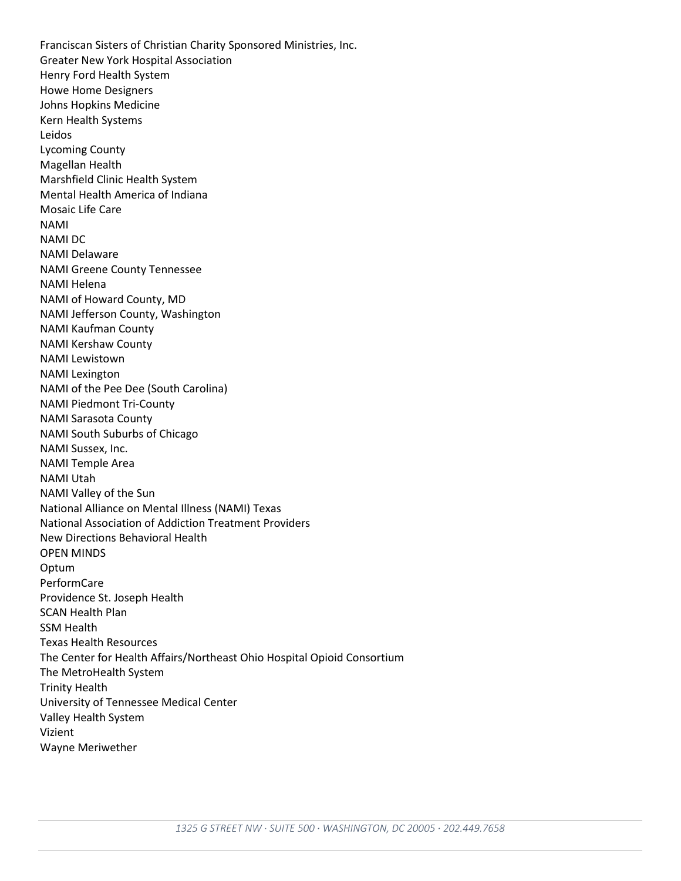Franciscan Sisters of Christian Charity Sponsored Ministries, Inc.
Greater New York Hospital Association
Henry Ford Health System
Howe Home Designers
Johns Hopkins Medicine
Kern Health Systems
Leidos
Lycoming County
Magellan Health
Marshfield Clinic Health System
Mental Health America of Indiana
Mosaic Life Care
NAMI
NAMI DC
NAMI Delaware
NAMI Greene County Tennessee
NAMI Helena
NAMI of Howard County, MD
NAMI Jefferson County, Washington
NAMI Kaufman County
NAMI Kershaw County
NAMI Lewistown
NAMI Lexington
NAMI of the Pee Dee (South Carolina)
NAMI Piedmont Tri-County
NAMI Sarasota County
NAMI South Suburbs of Chicago
NAMI Sussex, Inc.
NAMI Temple Area
NAMI Utah
NAMI Valley of the Sun
National Alliance on Mental Illness (NAMI) Texas
National Association of Addiction Treatment Providers
New Directions Behavioral Health
OPEN MINDS
Optum
PerformCare
Providence St. Joseph Health
SCAN Health Plan
SSM Health
Texas Health Resources
The Center for Health Affairs/Northeast Ohio Hospital Opioid Consortium
The MetroHealth System
Trinity Health
University of Tennessee Medical Center
Valley Health System
Vizient
Wayne Meriwether